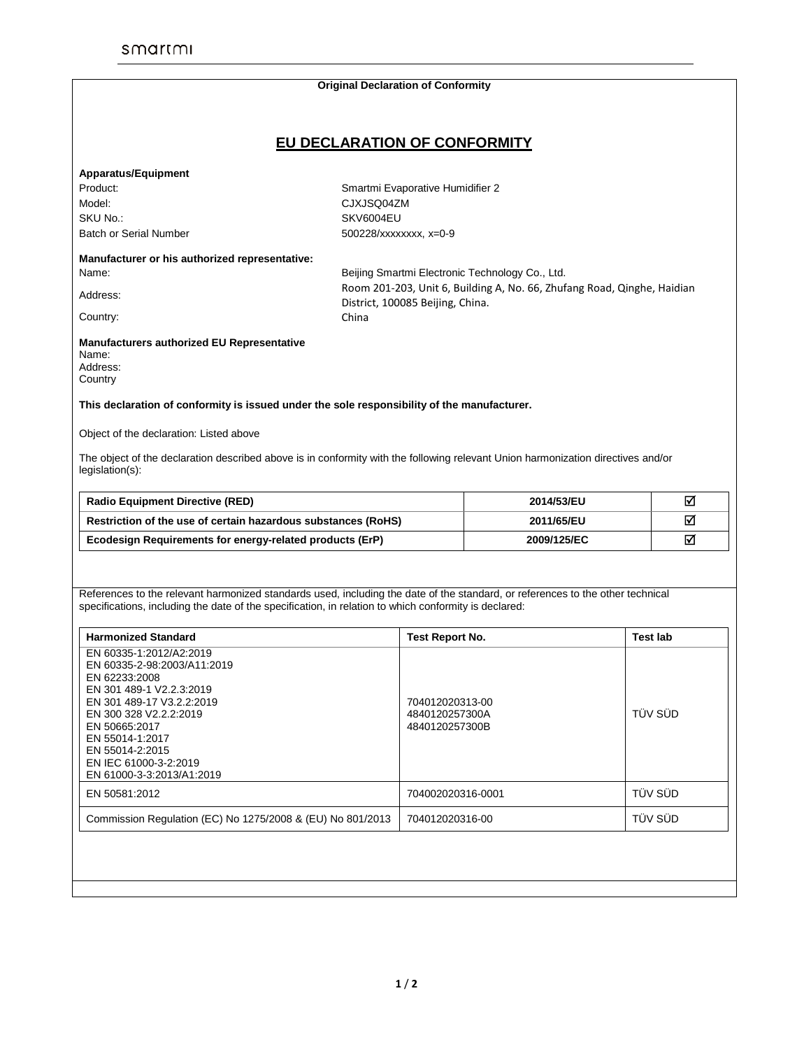smartmi

**Original Declaration of Conformity**

# EU DECLARATION OF CONFORMITY

**Apparatus/Equipment**

| | |
|---|---|
| Product: | Smartmi Evaporative Humidifier 2 |
| Model: | CJXJSQ04ZM |
| SKU No.: | SKV6004EU |
| Batch or Serial Number | 500228/xxxxxxxx, x=0-9 |

**Manufacturer or his authorized representative:**

| | |
|---|---|
| Name: | Beijing Smartmi Electronic Technology Co., Ltd. |
| Address: | Room 201-203, Unit 6, Building A, No. 66, Zhufang Road, Qinghe, Haidian District, 100085 Beijing, China. |
| Country: | China |

**Manufacturers authorized EU Representative**

Name:
Address:
Country

**This declaration of conformity is issued under the sole responsibility of the manufacturer.**

Object of the declaration: Listed above

The object of the declaration described above is in conformity with the following relevant Union harmonization directives and/or legislation(s):

| | | |
|---|---|---|
| **Radio Equipment Directive (RED)** | **2014/53/EU** | ☑ |
| **Restriction of the use of certain hazardous substances (RoHS)** | **2011/65/EU** | ☑ |
| **Ecodesign Requirements for energy-related products (ErP)** | **2009/125/EC** | ☑ |

References to the relevant harmonized standards used, including the date of the standard, or references to the other technical specifications, including the date of the specification, in relation to which conformity is declared:

| Harmonized Standard | Test Report No. | Test lab |
|---|---|---|
| EN 60335-1:2012/A2:2019<br>EN 60335-2-98:2003/A11:2019<br>EN 62233:2008<br>EN 301 489-1 V2.2.3:2019<br>EN 301 489-17 V3.2.2:2019<br>EN 300 328 V2.2.2:2019<br>EN 50665:2017<br>EN 55014-1:2017<br>EN 55014-2:2015<br>EN IEC 61000-3-2:2019<br>EN 61000-3-3:2013/A1:2019 | 704012020313-00<br>4840120257300A<br>4840120257300B | TÜV SÜD |
| EN 50581:2012 | 704002020316-0001 | TÜV SÜD |
| Commission Regulation (EC) No 1275/2008 & (EU) No 801/2013 | 704012020316-00 | TÜV SÜD |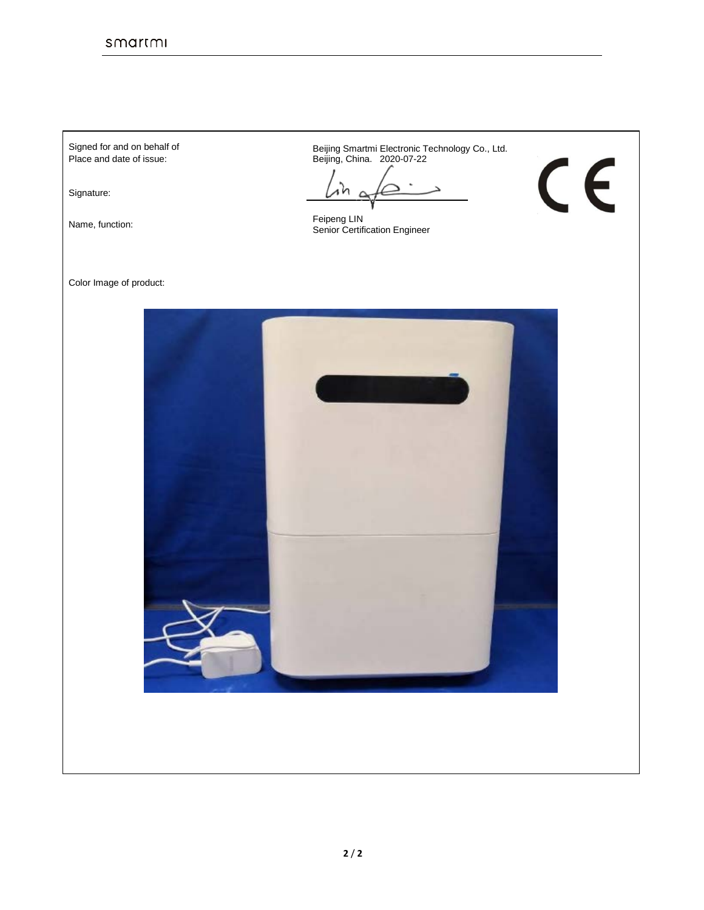| | |
|---|---|
| Signed for and on behalf of | Beijing Smartmi Electronic Technology Co., Ltd. |
| Place and date of issue: | Beijing, China. 2020-07-22 |
| Signature: | |
| Name, function: | Feipeng LIN<br>Senior Certification Engineer |

Color Image of product: